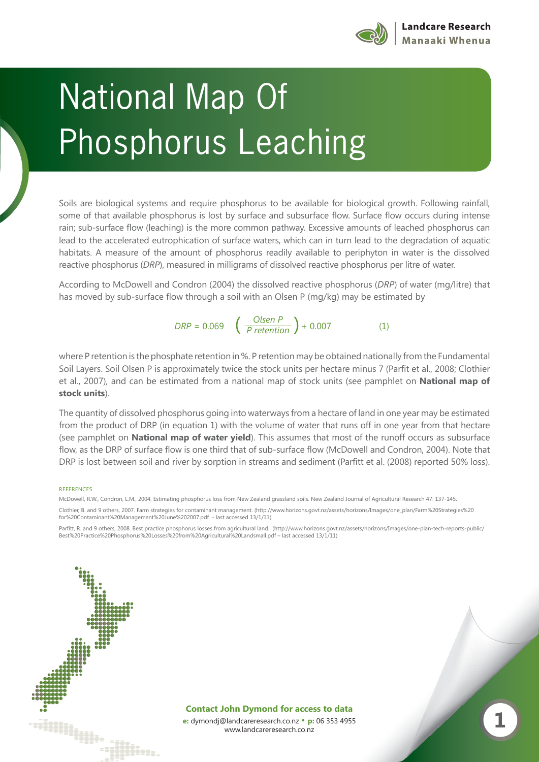# National Map Of Phosphorus Leaching

Soils are biological systems and require phosphorus to be available for biological growth. Following rainfall, some of that available phosphorus is lost by surface and subsurface flow. Surface flow occurs during intense rain; sub-surface flow (leaching) is the more common pathway. Excessive amounts of leached phosphorus can lead to the accelerated eutrophication of surface waters, which can in turn lead to the degradation of aquatic habitats. A measure of the amount of phosphorus readily available to periphyton in water is the dissolved reactive phosphorus (*DRP*), measured in milligrams of dissolved reactive phosphorus per litre of water.

According to McDowell and Condron (2004) the dissolved reactive phosphorus (*DRP*) of water (mg/litre) that has moved by sub-surface flow through a soil with an Olsen P (mg/kg) may be estimated by

$$DRP = 0.069 \left( \frac{Olsen\ P}{P\ retention} \right) + 0.007 \qquad (1)$$

where P retention is the phosphate retention in %. P retention may be obtained nationally from the Fundamental Soil Layers. Soil Olsen P is approximately twice the stock units per hectare minus 7 (Parfit et al., 2008; Clothier et al., 2007), and can be estimated from a national map of stock units (see pamphlet on **National map of stock units**).

The quantity of dissolved phosphorus going into waterways from a hectare of land in one year may be estimated from the product of DRP (in equation 1) with the volume of water that runs off in one year from that hectare (see pamphlet on **National map of water yield**). This assumes that most of the runoff occurs as subsurface flow, as the DRP of surface flow is one third that of sub-surface flow (McDowell and Condron, 2004). Note that DRP is lost between soil and river by sorption in streams and sediment (Parfitt et al. (2008) reported 50% loss).

REFERENCES

McDowell, R.W., Condron, L.M., 2004. Estimating phosphorus loss from New Zealand grassland soils. New Zealand Journal of Agricultural Research 47: 137-145.

Clothier, B. and 9 others, 2007. Farm strategies for contaminant management. (http://www.horizons.govt.nz/assets/horizons/Images/one_plan/Farm%20Strategies%20for%20Contaminant%20Management%20June%202007.pdf - last accessed 13/1/11)

Parfitt, R. and 9 others, 2008. Best practice phosphorus losses from agricultural land. (http://www.horizons.govt.nz/assets/horizons/Images/one-plan-tech-reports-public/Best%20Practice%20Phosphorus%20Losses%20from%20Agricultural%20Landsmall.pdf – last accessed 13/1/11)

**Contact John Dymond for access to data**

**e:** dymondj@landcareresearch.co.nz • **p:** 06 353 4955
www.landcareresearch.co.nz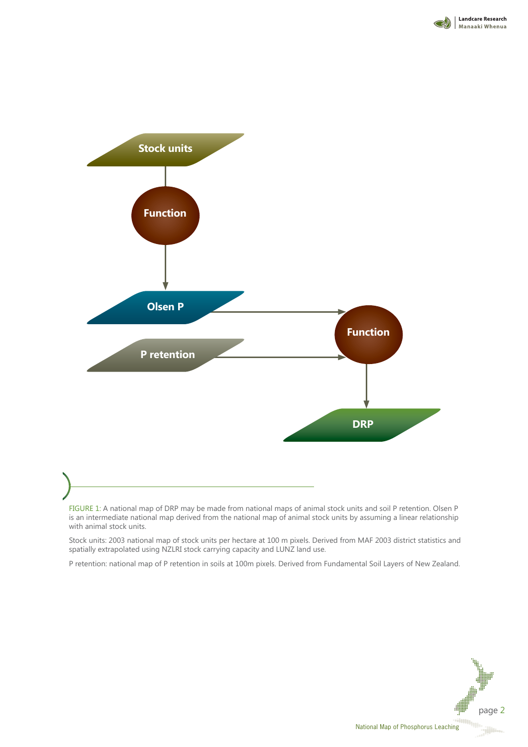FIGURE 1: A national map of DRP may be made from national maps of animal stock units and soil P retention. Olsen P is an intermediate national map derived from the national map of animal stock units by assuming a linear relationship with animal stock units.

Stock units: 2003 national map of stock units per hectare at 100 m pixels. Derived from MAF 2003 district statistics and spatially extrapolated using NZLRI stock carrying capacity and LUNZ land use.

P retention: national map of P retention in soils at 100m pixels. Derived from Fundamental Soil Layers of New Zealand.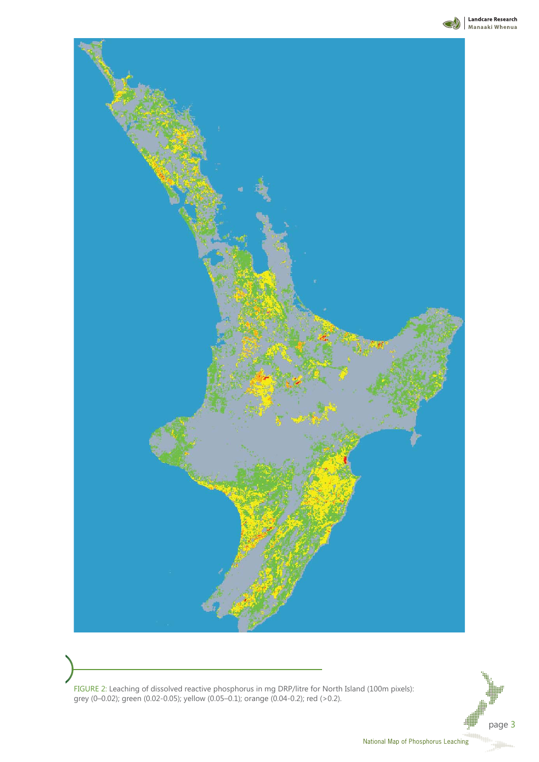FIGURE 2: Leaching of dissolved reactive phosphorus in mg DRP/litre for North Island (100m pixels): grey (0–0.02); green (0.02-0.05); yellow (0.05–0.1); orange (0.04-0.2); red (>0.2).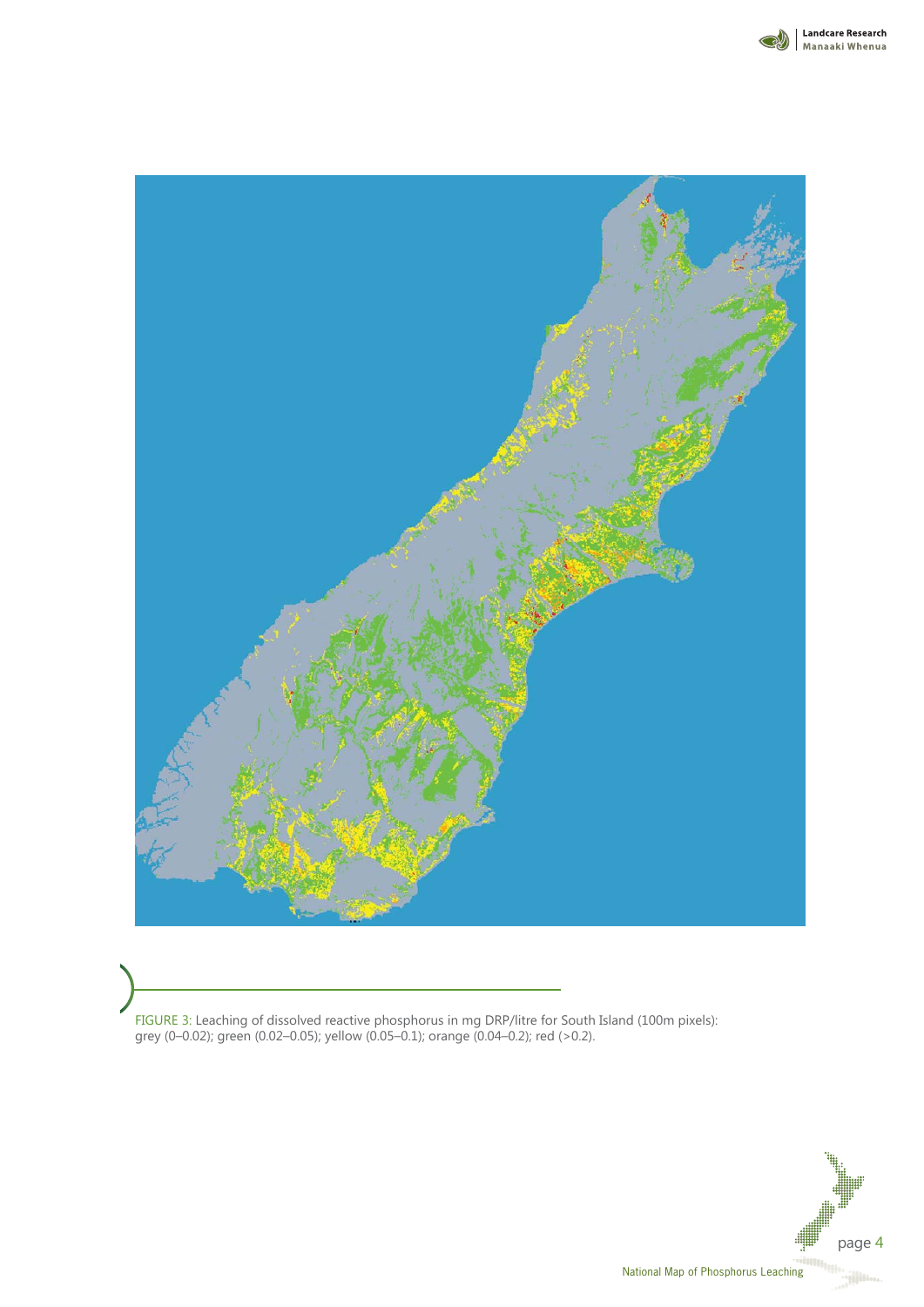FIGURE 3: Leaching of dissolved reactive phosphorus in mg DRP/litre for South Island (100m pixels): grey (0–0.02); green (0.02–0.05); yellow (0.05–0.1); orange (0.04–0.2); red (>0.2).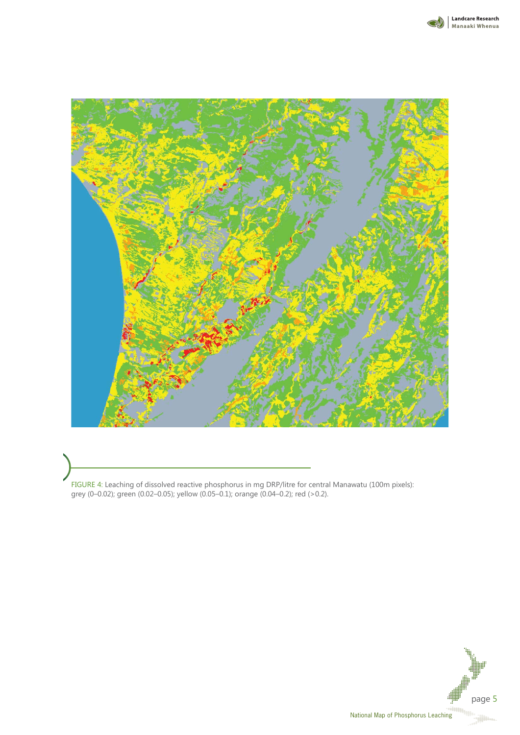FIGURE 4: Leaching of dissolved reactive phosphorus in mg DRP/litre for central Manawatu (100m pixels): grey (0–0.02); green (0.02–0.05); yellow (0.05–0.1); orange (0.04–0.2); red (>0.2).